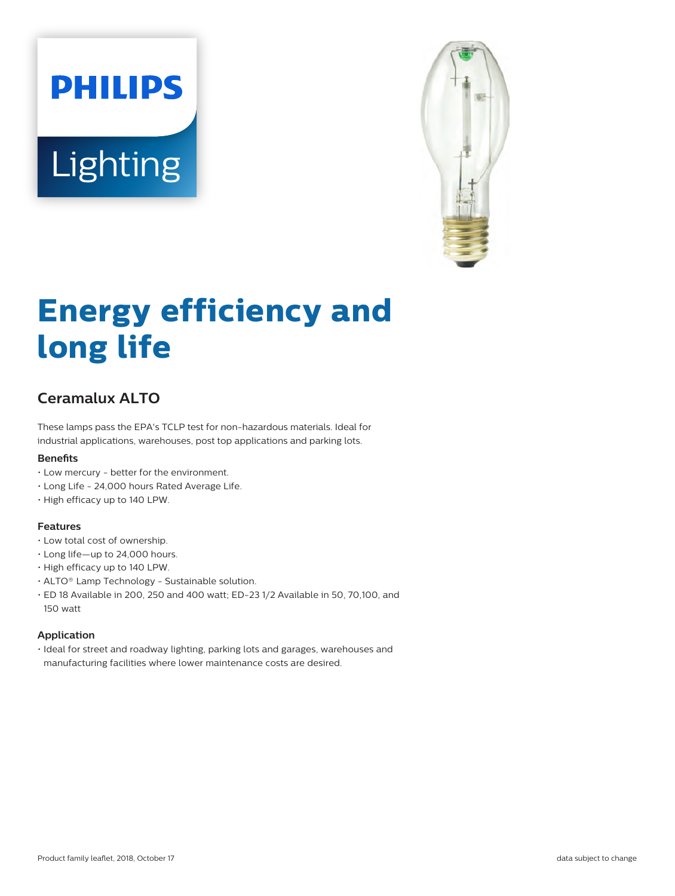PHILIPS

Lighting

# Energy efficiency and long life

## Ceramalux ALTO

These lamps pass the EPA's TCLP test for non-hazardous materials. Ideal for industrial applications, warehouses, post top applications and parking lots.

### Benefits

- Low mercury - better for the environment.
- Long Life - 24,000 hours Rated Average Life.
- High efficacy up to 140 LPW.

### Features

- Low total cost of ownership.
- Long life—up to 24,000 hours.
- High efficacy up to 140 LPW.
- ALTO® Lamp Technology - Sustainable solution.
- ED 18 Available in 200, 250 and 400 watt; ED-23 1/2 Available in 50, 70,100, and 150 watt

### Application

- Ideal for street and roadway lighting, parking lots and garages, warehouses and manufacturing facilities where lower maintenance costs are desired.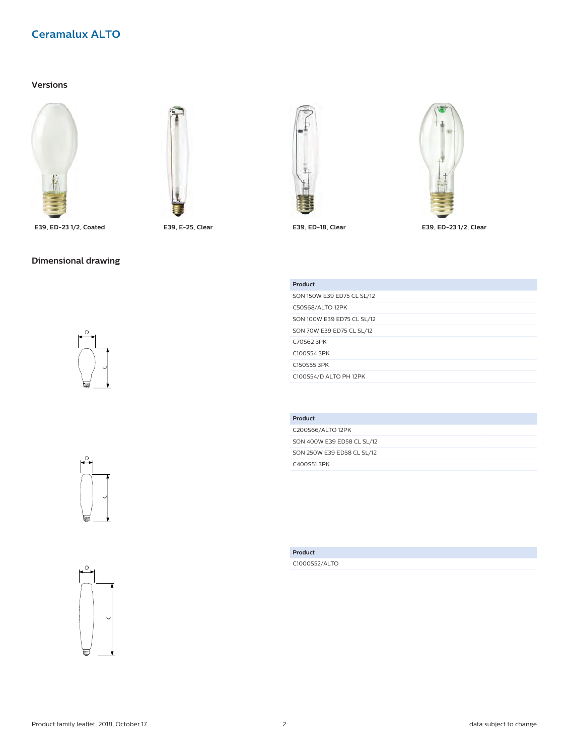# Ceramalux ALTO

## Versions

E39, ED-23 1/2, Coated

E39, E-25, Clear

E39, ED-18, Clear

E39, ED-23 1/2, Clear

## Dimensional drawing

| Product |
| --- |
| SON 150W E39 ED75 CL SL/12 |
| C50S68/ALTO 12PK |
| SON 100W E39 ED75 CL SL/12 |
| SON 70W E39 ED75 CL SL/12 |
| C70S62 3PK |
| C100S54 3PK |
| C150S55 3PK |
| C100S54/D ALTO PH 12PK |

| Product |
| --- |
| C200S66/ALTO 12PK |
| SON 400W E39 ED58 CL SL/12 |
| SON 250W E39 ED58 CL SL/12 |
| C400S51 3PK |

| Product |
| --- |
| C1000S52/ALTO |

Product family leaflet, 2018, October 17

data subject to change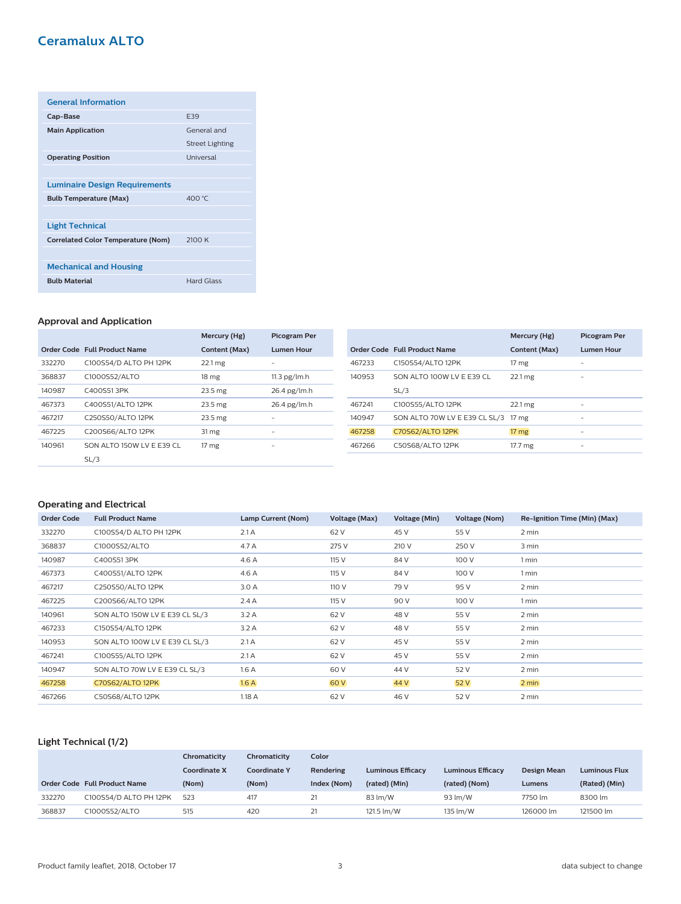# Ceramalux ALTO

| General Information | |
|---|---|
| **Cap-Base** | E39 |
| **Main Application** | General and Street Lighting |
| **Operating Position** | Universal |

| Luminaire Design Requirements | |
|---|---|
| **Bulb Temperature (Max)** | 400 °C |

| Light Technical | |
|---|---|
| **Correlated Color Temperature (Nom)** | 2100 K |

| Mechanical and Housing | |
|---|---|
| **Bulb Material** | Hard Glass |

## Approval and Application

| Order Code | Full Product Name | Mercury (Hg) Content (Max) | Picogram Per Lumen Hour |
|---|---|---|---|
| 332270 | C100S54/D ALTO PH 12PK | 22.1 mg | - |
| 368837 | C1000S52/ALTO | 18 mg | 11.3 pg/lm.h |
| 140987 | C400S51 3PK | 23.5 mg | 26.4 pg/lm.h |
| 467373 | C400S51/ALTO 12PK | 23.5 mg | 26.4 pg/lm.h |
| 467217 | C250S50/ALTO 12PK | 23.5 mg | - |
| 467225 | C200S66/ALTO 12PK | 31 mg | - |
| 140961 | SON ALTO 150W LV E E39 CL SL/3 | 17 mg | - |
| 467233 | C150S54/ALTO 12PK | 17 mg | - |
| 140953 | SON ALTO 100W LV E E39 CL SL/3 | 22.1 mg | - |
| 467241 | C100S55/ALTO 12PK | 22.1 mg | - |
| 140947 | SON ALTO 70W LV E E39 CL SL/3 | 17 mg | - |
| 467258 | C70S62/ALTO 12PK | 17 mg | - |
| 467266 | C50S68/ALTO 12PK | 17.7 mg | - |

## Operating and Electrical

| Order Code | Full Product Name | Lamp Current (Nom) | Voltage (Max) | Voltage (Min) | Voltage (Nom) | Re-Ignition Time (Min) (Max) |
|---|---|---|---|---|---|---|
| 332270 | C100S54/D ALTO PH 12PK | 2.1 A | 62 V | 45 V | 55 V | 2 min |
| 368837 | C1000S52/ALTO | 4.7 A | 275 V | 210 V | 250 V | 3 min |
| 140987 | C400S51 3PK | 4.6 A | 115 V | 84 V | 100 V | 1 min |
| 467373 | C400S51/ALTO 12PK | 4.6 A | 115 V | 84 V | 100 V | 1 min |
| 467217 | C250S50/ALTO 12PK | 3.0 A | 110 V | 79 V | 95 V | 2 min |
| 467225 | C200S66/ALTO 12PK | 2.4 A | 115 V | 90 V | 100 V | 1 min |
| 140961 | SON ALTO 150W LV E E39 CL SL/3 | 3.2 A | 62 V | 48 V | 55 V | 2 min |
| 467233 | C150S54/ALTO 12PK | 3.2 A | 62 V | 48 V | 55 V | 2 min |
| 140953 | SON ALTO 100W LV E E39 CL SL/3 | 2.1 A | 62 V | 45 V | 55 V | 2 min |
| 467241 | C100S55/ALTO 12PK | 2.1 A | 62 V | 45 V | 55 V | 2 min |
| 140947 | SON ALTO 70W LV E E39 CL SL/3 | 1.6 A | 60 V | 44 V | 52 V | 2 min |
| 467258 | C70S62/ALTO 12PK | 1.6 A | 60 V | 44 V | 52 V | 2 min |
| 467266 | C50S68/ALTO 12PK | 1.18 A | 62 V | 46 V | 52 V | 2 min |

## Light Technical (1/2)

| Order Code | Full Product Name | Chromaticity Coordinate X (Nom) | Chromaticity Coordinate Y (Nom) | Color Rendering Index (Nom) | Luminous Efficacy (rated) (Min) | Luminous Efficacy (rated) (Nom) | Design Mean Lumens | Luminous Flux (Rated) (Min) |
|---|---|---|---|---|---|---|---|---|
| 332270 | C100S54/D ALTO PH 12PK | 523 | 417 | 21 | 83 lm/W | 93 lm/W | 7750 lm | 8300 lm |
| 368837 | C1000S52/ALTO | 515 | 420 | 21 | 121.5 lm/W | 135 lm/W | 126000 lm | 121500 lm |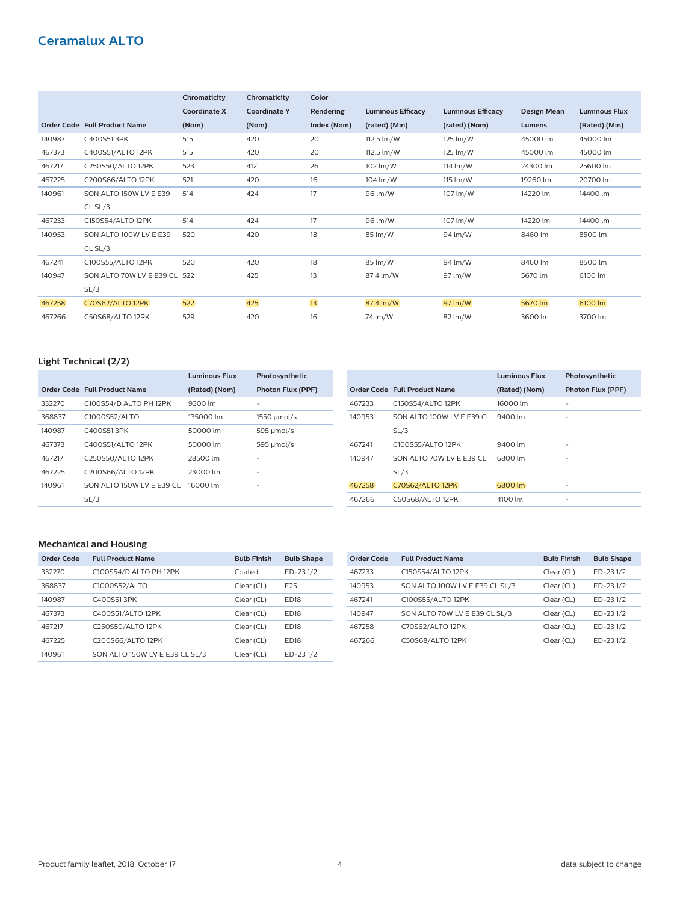## Ceramalux ALTO

| Order Code | Full Product Name | Chromaticity Coordinate X (Nom) | Chromaticity Coordinate Y (Nom) | Color Rendering Index (Nom) | Luminous Efficacy (rated) (Min) | Luminous Efficacy (rated) (Nom) | Design Mean Lumens | Luminous Flux (Rated) (Min) |
|---|---|---|---|---|---|---|---|---|
| 140987 | C400S51 3PK | 515 | 420 | 20 | 112.5 lm/W | 125 lm/W | 45000 lm | 45000 lm |
| 467373 | C400S51/ALTO 12PK | 515 | 420 | 20 | 112.5 lm/W | 125 lm/W | 45000 lm | 45000 lm |
| 467217 | C250S50/ALTO 12PK | 523 | 412 | 26 | 102 lm/W | 114 lm/W | 24300 lm | 25600 lm |
| 467225 | C200S66/ALTO 12PK | 521 | 420 | 16 | 104 lm/W | 115 lm/W | 19260 lm | 20700 lm |
| 140961 | SON ALTO 150W LV E E39 CL SL/3 | 514 | 424 | 17 | 96 lm/W | 107 lm/W | 14220 lm | 14400 lm |
| 467233 | C150S54/ALTO 12PK | 514 | 424 | 17 | 96 lm/W | 107 lm/W | 14220 lm | 14400 lm |
| 140953 | SON ALTO 100W LV E E39 CL SL/3 | 520 | 420 | 18 | 85 lm/W | 94 lm/W | 8460 lm | 8500 lm |
| 467241 | C100S55/ALTO 12PK | 520 | 420 | 18 | 85 lm/W | 94 lm/W | 8460 lm | 8500 lm |
| 140947 | SON ALTO 70W LV E E39 CL SL/3 | 522 | 425 | 13 | 87.4 lm/W | 97 lm/W | 5670 lm | 6100 lm |
| 467258 | C70S62/ALTO 12PK | 522 | 425 | 13 | 87.4 lm/W | 97 lm/W | 5670 lm | 6100 lm |
| 467266 | C50S68/ALTO 12PK | 529 | 420 | 16 | 74 lm/W | 82 lm/W | 3600 lm | 3700 lm |

### Light Technical (2/2)

| Order Code | Full Product Name | Luminous Flux (Rated) (Nom) | Photosynthetic Photon Flux (PPF) |
|---|---|---|---|
| 332270 | C100S54/D ALTO PH 12PK | 9300 lm | - |
| 368837 | C1000S52/ALTO | 135000 lm | 1550 µmol/s |
| 140987 | C400S51 3PK | 50000 lm | 595 µmol/s |
| 467373 | C400S51/ALTO 12PK | 50000 lm | 595 µmol/s |
| 467217 | C250S50/ALTO 12PK | 28500 lm | - |
| 467225 | C200S66/ALTO 12PK | 23000 lm | - |
| 140961 | SON ALTO 150W LV E E39 CL SL/3 | 16000 lm | - |
| 467233 | C150S54/ALTO 12PK | 16000 lm | - |
| 140953 | SON ALTO 100W LV E E39 CL SL/3 | 9400 lm | - |
| 467241 | C100S55/ALTO 12PK | 9400 lm | - |
| 140947 | SON ALTO 70W LV E E39 CL SL/3 | 6800 lm | - |
| 467258 | C70S62/ALTO 12PK | 6800 lm | - |
| 467266 | C50S68/ALTO 12PK | 4100 lm | - |

### Mechanical and Housing

| Order Code | Full Product Name | Bulb Finish | Bulb Shape |
|---|---|---|---|
| 332270 | C100S54/D ALTO PH 12PK | Coated | ED-23 1/2 |
| 368837 | C1000S52/ALTO | Clear (CL) | E25 |
| 140987 | C400S51 3PK | Clear (CL) | ED18 |
| 467373 | C400S51/ALTO 12PK | Clear (CL) | ED18 |
| 467217 | C250S50/ALTO 12PK | Clear (CL) | ED18 |
| 467225 | C200S66/ALTO 12PK | Clear (CL) | ED18 |
| 140961 | SON ALTO 150W LV E E39 CL SL/3 | Clear (CL) | ED-23 1/2 |
| 467233 | C150S54/ALTO 12PK | Clear (CL) | ED-23 1/2 |
| 140953 | SON ALTO 100W LV E E39 CL SL/3 | Clear (CL) | ED-23 1/2 |
| 467241 | C100S55/ALTO 12PK | Clear (CL) | ED-23 1/2 |
| 140947 | SON ALTO 70W LV E E39 CL SL/3 | Clear (CL) | ED-23 1/2 |
| 467258 | C70S62/ALTO 12PK | Clear (CL) | ED-23 1/2 |
| 467266 | C50S68/ALTO 12PK | Clear (CL) | ED-23 1/2 |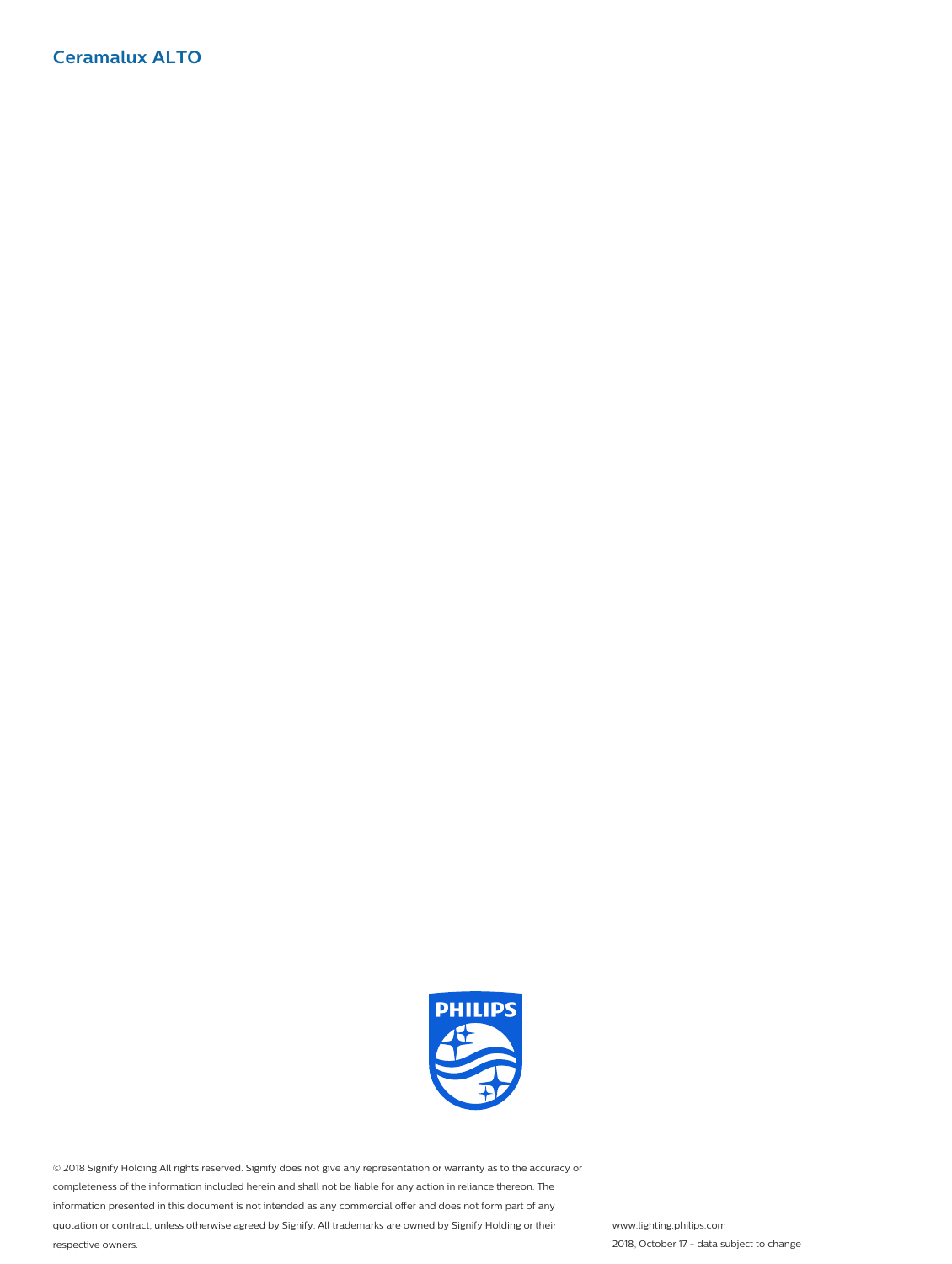© 2018 Signify Holding All rights reserved. Signify does not give any representation or warranty as to the accuracy or completeness of the information included herein and shall not be liable for any action in reliance thereon. The information presented in this document is not intended as any commercial offer and does not form part of any quotation or contract, unless otherwise agreed by Signify. All trademarks are owned by Signify Holding or their respective owners.

www.lighting.philips.com

2018, October 17 - data subject to change